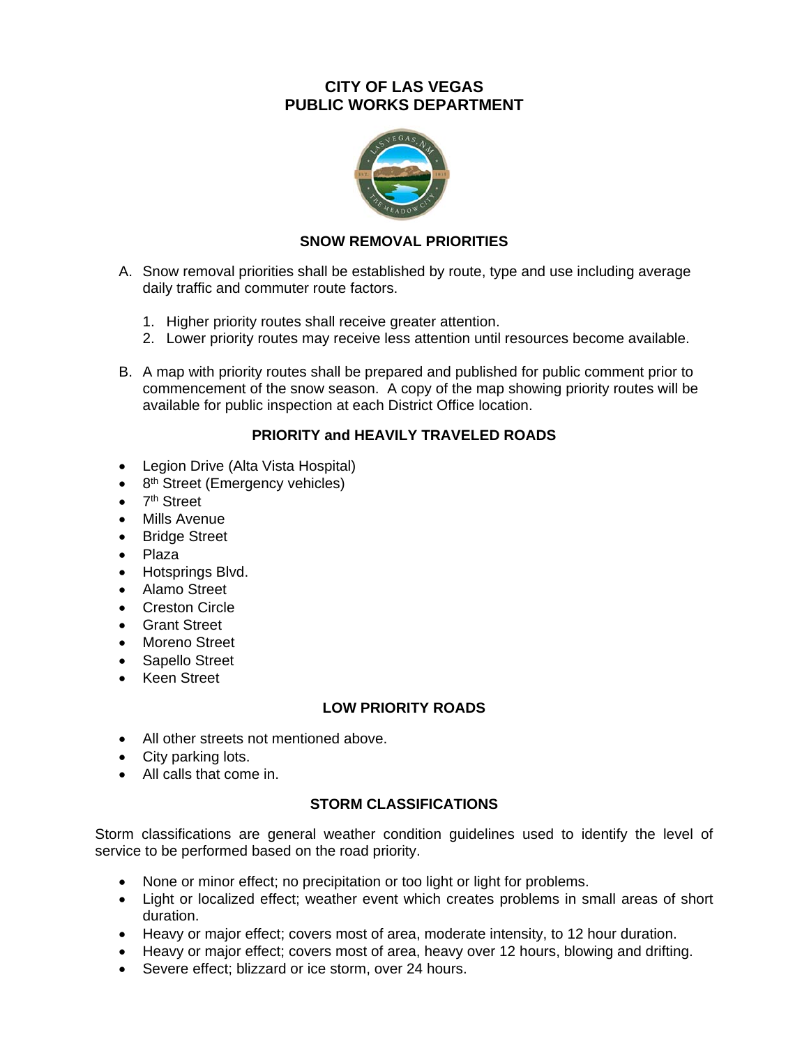# CITY OF LAS VEGAS
# PUBLIC WORKS DEPARTMENT

## SNOW REMOVAL PRIORITIES

A. Snow removal priorities shall be established by route, type and use including average daily traffic and commuter route factors.

   1. Higher priority routes shall receive greater attention.
   2. Lower priority routes may receive less attention until resources become available.

B. A map with priority routes shall be prepared and published for public comment prior to commencement of the snow season. A copy of the map showing priority routes will be available for public inspection at each District Office location.

## PRIORITY and HEAVILY TRAVELED ROADS

- Legion Drive (Alta Vista Hospital)
- 8th Street (Emergency vehicles)
- 7th Street
- Mills Avenue
- Bridge Street
- Plaza
- Hotsprings Blvd.
- Alamo Street
- Creston Circle
- Grant Street
- Moreno Street
- Sapello Street
- Keen Street

## LOW PRIORITY ROADS

- All other streets not mentioned above.
- City parking lots.
- All calls that come in.

## STORM CLASSIFICATIONS

Storm classifications are general weather condition guidelines used to identify the level of service to be performed based on the road priority.

- None or minor effect; no precipitation or too light or light for problems.
- Light or localized effect; weather event which creates problems in small areas of short duration.
- Heavy or major effect; covers most of area, moderate intensity, to 12 hour duration.
- Heavy or major effect; covers most of area, heavy over 12 hours, blowing and drifting.
- Severe effect; blizzard or ice storm, over 24 hours.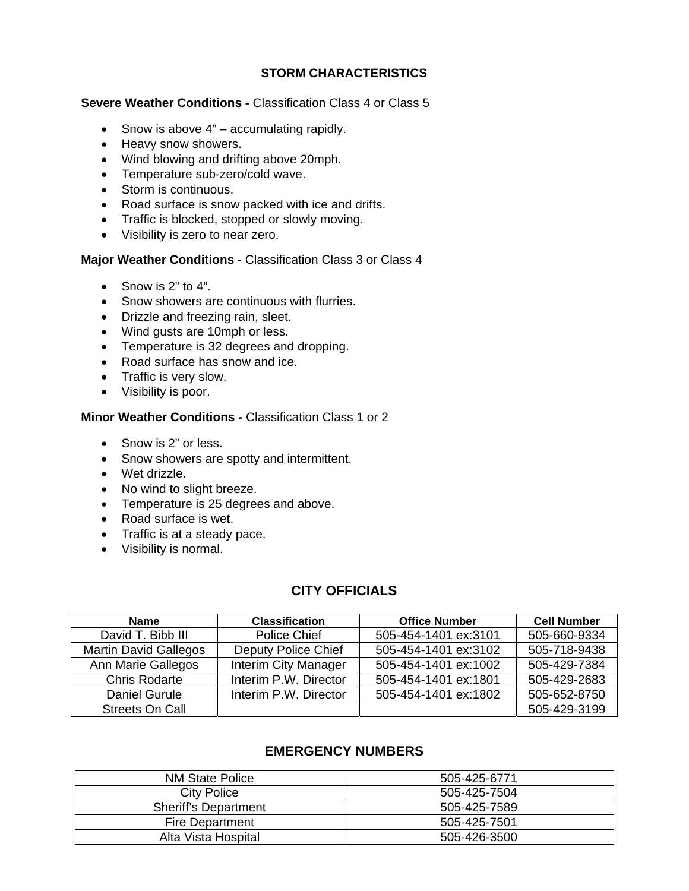## STORM CHARACTERISTICS

**Severe Weather Conditions -** Classification Class 4 or Class 5

- Snow is above 4" – accumulating rapidly.
- Heavy snow showers.
- Wind blowing and drifting above 20mph.
- Temperature sub-zero/cold wave.
- Storm is continuous.
- Road surface is snow packed with ice and drifts.
- Traffic is blocked, stopped or slowly moving.
- Visibility is zero to near zero.

**Major Weather Conditions -** Classification Class 3 or Class 4

- Snow is 2" to 4".
- Snow showers are continuous with flurries.
- Drizzle and freezing rain, sleet.
- Wind gusts are 10mph or less.
- Temperature is 32 degrees and dropping.
- Road surface has snow and ice.
- Traffic is very slow.
- Visibility is poor.

**Minor Weather Conditions -** Classification Class 1 or 2

- Snow is 2" or less.
- Snow showers are spotty and intermittent.
- Wet drizzle.
- No wind to slight breeze.
- Temperature is 25 degrees and above.
- Road surface is wet.
- Traffic is at a steady pace.
- Visibility is normal.

## CITY OFFICIALS

| Name | Classification | Office Number | Cell Number |
|---|---|---|---|
| David T. Bibb III | Police Chief | 505-454-1401 ex:3101 | 505-660-9334 |
| Martin David Gallegos | Deputy Police Chief | 505-454-1401 ex:3102 | 505-718-9438 |
| Ann Marie Gallegos | Interim City Manager | 505-454-1401 ex:1002 | 505-429-7384 |
| Chris Rodarte | Interim P.W. Director | 505-454-1401 ex:1801 | 505-429-2683 |
| Daniel Gurule | Interim P.W. Director | 505-454-1401 ex:1802 | 505-652-8750 |
| Streets On Call | | | 505-429-3199 |

## EMERGENCY NUMBERS

| | |
|---|---|
| NM State Police | 505-425-6771 |
| City Police | 505-425-7504 |
| Sheriff's Department | 505-425-7589 |
| Fire Department | 505-425-7501 |
| Alta Vista Hospital | 505-426-3500 |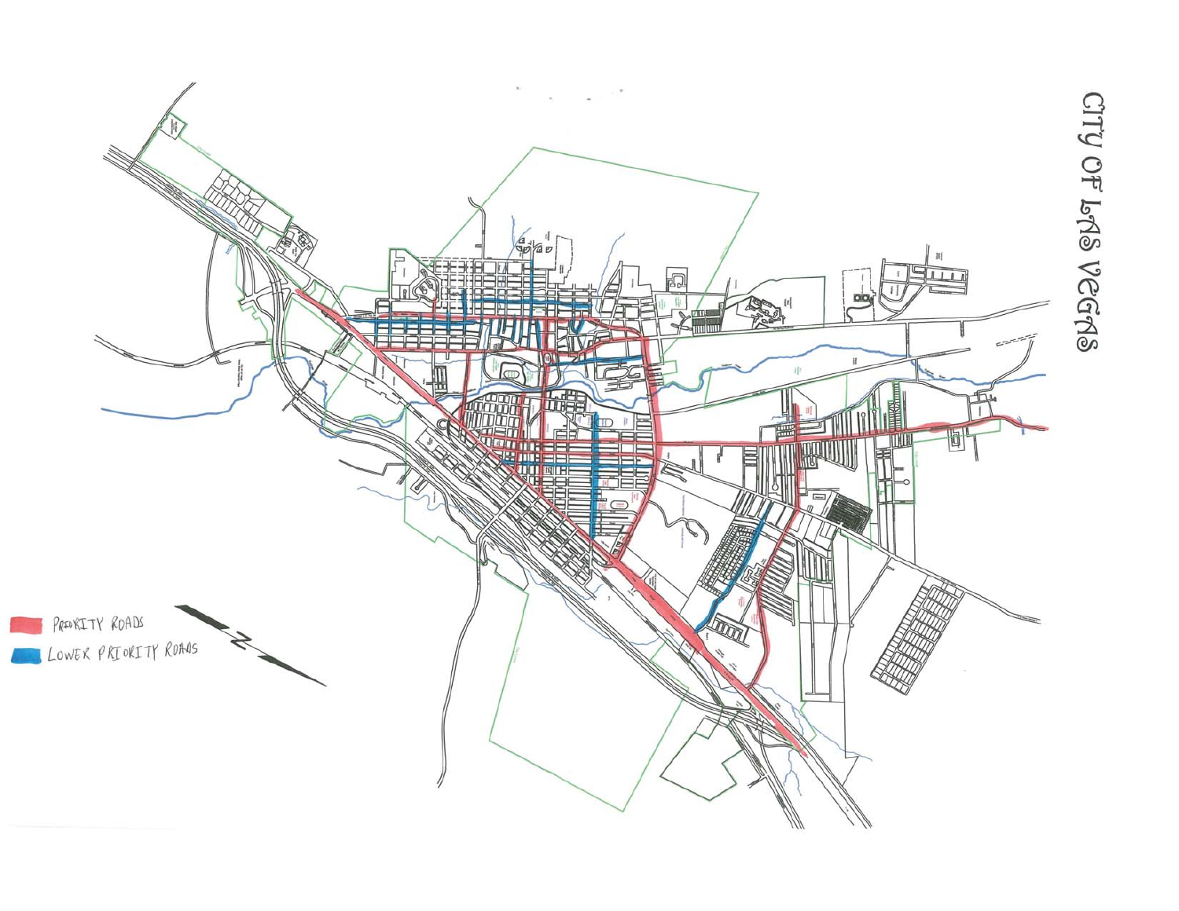# CITY OF LAS VEGAS

PRIORITY ROADS

LOWER PRIORITY ROADS

N